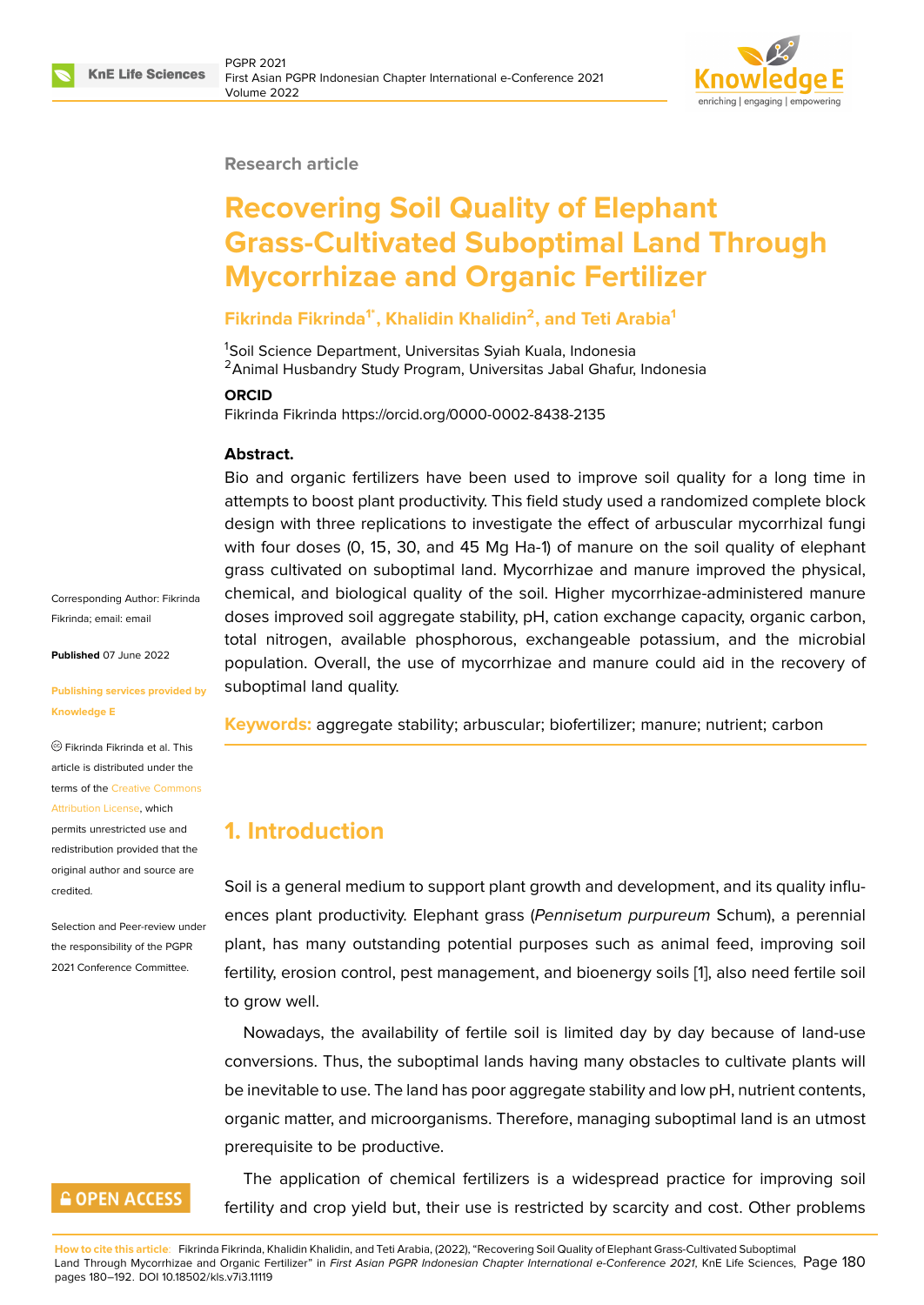Research article

# Recovering Soil Quality of Elephant Grass-Cultivated Suboptimal Land Through Mycorrhizae and Organic Fertilizer

**Fikrinda Fikrinda[1*], Khalidin Khalidin[2], and Teti Arabia[1]**

[1]Soil Science Department, Universitas Syiah Kuala, Indonesia
[2]Animal Husbandry Study Program, Universitas Jabal Ghafur, Indonesia

**ORCID**
Fikrinda Fikrinda https://orcid.org/0000-0002-8438-2135

Corresponding Author: Fikrinda Fikrinda; email: email

**Published** 07 June 2022

**Publishing services provided by Knowledge E**

Fikrinda Fikrinda et al. This article is distributed under the terms of the Creative Commons Attribution License, which permits unrestricted use and redistribution provided that the original author and source are credited.

Selection and Peer-review under the responsibility of the PGPR 2021 Conference Committee.

**Abstract.**
Bio and organic fertilizers have been used to improve soil quality for a long time in attempts to boost plant productivity. This field study used a randomized complete block design with three replications to investigate the effect of arbuscular mycorrhizal fungi with four doses (0, 15, 30, and 45 Mg Ha-1) of manure on the soil quality of elephant grass cultivated on suboptimal land. Mycorrhizae and manure improved the physical, chemical, and biological quality of the soil. Higher mycorrhizae-administered manure doses improved soil aggregate stability, pH, cation exchange capacity, organic carbon, total nitrogen, available phosphorous, exchangeable potassium, and the microbial population. Overall, the use of mycorrhizae and manure could aid in the recovery of suboptimal land quality.

**Keywords:** aggregate stability; arbuscular; biofertilizer; manure; nutrient; carbon

## 1. Introduction

Soil is a general medium to support plant growth and development, and its quality influences plant productivity. Elephant grass (*Pennisetum purpureum* Schum), a perennial plant, has many outstanding potential purposes such as animal feed, improving soil fertility, erosion control, pest management, and bioenergy soils [1], also need fertile soil to grow well.

Nowadays, the availability of fertile soil is limited day by day because of land-use conversions. Thus, the suboptimal lands having many obstacles to cultivate plants will be inevitable to use. The land has poor aggregate stability and low pH, nutrient contents, organic matter, and microorganisms. Therefore, managing suboptimal land is an utmost prerequisite to be productive.

The application of chemical fertilizers is a widespread practice for improving soil fertility and crop yield but, their use is restricted by scarcity and cost. Other problems

**How to cite this article**: Fikrinda Fikrinda, Khalidin Khalidin, and Teti Arabia, (2022), "Recovering Soil Quality of Elephant Grass-Cultivated Suboptimal Land Through Mycorrhizae and Organic Fertilizer" in *First Asian PGPR Indonesian Chapter International e-Conference 2021*, KnE Life Sciences, pages 180–192. DOI 10.18502/kls.v7i3.11119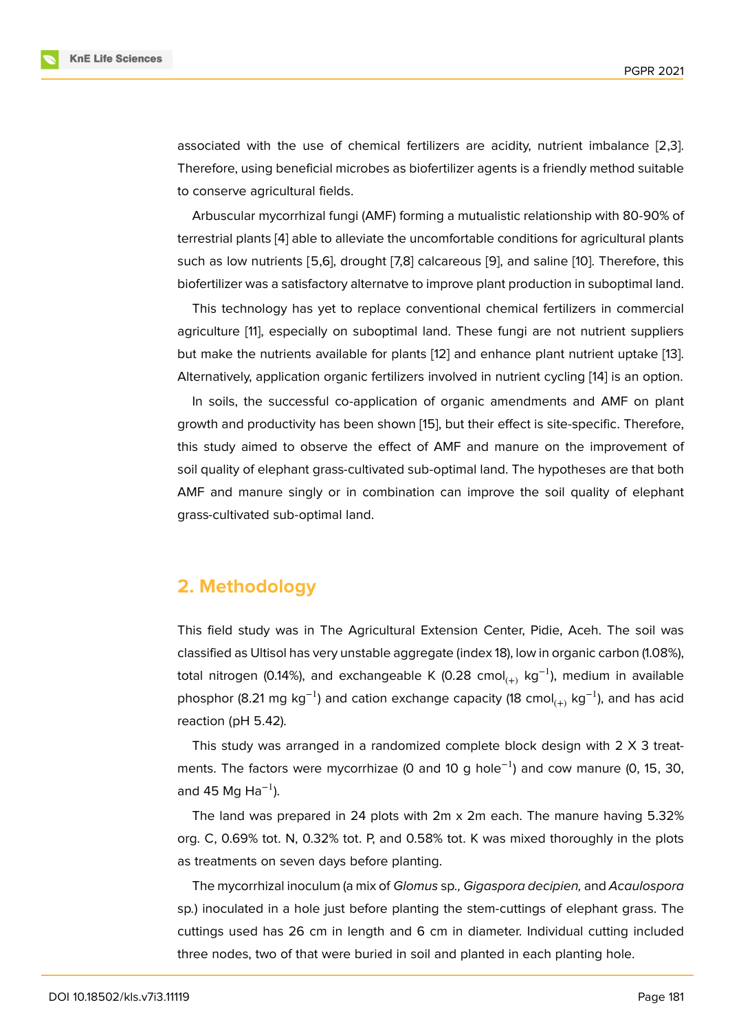associated with the use of chemical fertilizers are acidity, nutrient imbalance [2,3]. Therefore, using beneficial microbes as biofertilizer agents is a friendly method suitable to conserve agricultural fields.

Arbuscular mycorrhizal fungi (AMF) forming a mutualistic relationship with 80-90% of terrestrial plants [4] able to alleviate the uncomfortable conditions for agricultural plants such as low nutrients [5,6], drought [7,8] calcareous [9], and saline [10]. Therefore, this biofertilizer was a satisfactory alternatve to improve plant production in suboptimal land.

This technology has yet to replace conventional chemical fertilizers in commercial agriculture [11], especially on suboptimal land. These fungi are not nutrient suppliers but make the nutrients available for plants [12] and enhance plant nutrient uptake [13]. Alternatively, application organic fertilizers involved in nutrient cycling [14] is an option.

In soils, the successful co-application of organic amendments and AMF on plant growth and productivity has been shown [15], but their effect is site-specific. Therefore, this study aimed to observe the effect of AMF and manure on the improvement of soil quality of elephant grass-cultivated sub-optimal land. The hypotheses are that both AMF and manure singly or in combination can improve the soil quality of elephant grass-cultivated sub-optimal land.

## 2. Methodology

This field study was in The Agricultural Extension Center, Pidie, Aceh. The soil was classified as Ultisol has very unstable aggregate (index 18), low in organic carbon (1.08%), total nitrogen (0.14%), and exchangeable K (0.28 $cmol_{(+)}$ $kg^{-1}$), medium in available phosphor (8.21 mg $kg^{-1}$) and cation exchange capacity (18 $cmol_{(+)}$ $kg^{-1}$), and has acid reaction (pH 5.42).

This study was arranged in a randomized complete block design with 2 X 3 treatments. The factors were mycorrhizae (0 and 10 g $hole^{-1}$) and cow manure (0, 15, 30, and 45 Mg $Ha^{-1}$).

The land was prepared in 24 plots with 2m x 2m each. The manure having 5.32% org. C, 0.69% tot. N, 0.32% tot. P, and 0.58% tot. K was mixed thoroughly in the plots as treatments on seven days before planting.

The mycorrhizal inoculum (a mix of *Glomus* sp., *Gigaspora decipien,* and *Acaulospora* sp.) inoculated in a hole just before planting the stem-cuttings of elephant grass. The cuttings used has 26 cm in length and 6 cm in diameter. Individual cutting included three nodes, two of that were buried in soil and planted in each planting hole.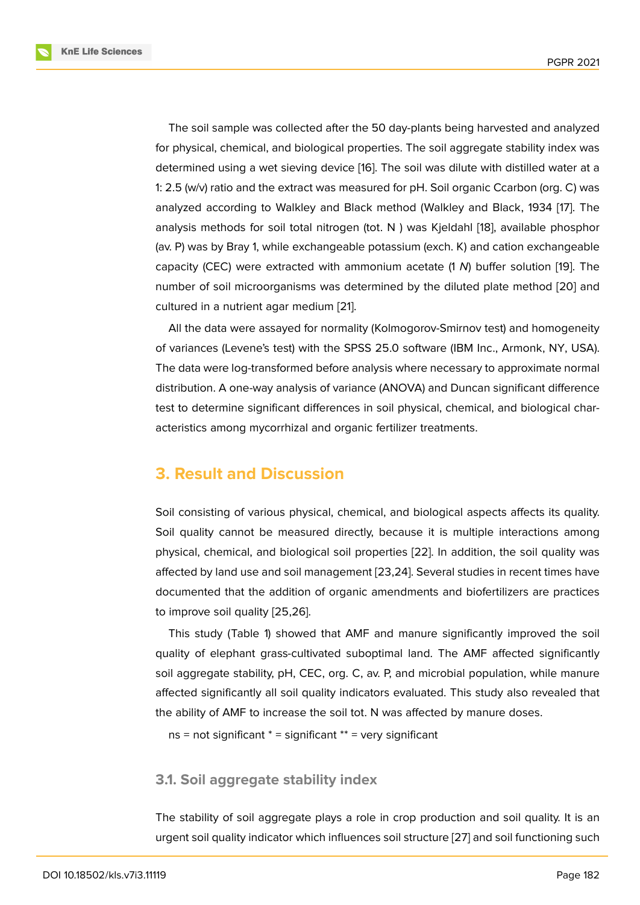The soil sample was collected after the 50 day-plants being harvested and analyzed for physical, chemical, and biological properties. The soil aggregate stability index was determined using a wet sieving device [16]. The soil was dilute with distilled water at a 1: 2.5 (w/v) ratio and the extract was measured for pH. Soil organic Ccarbon (org. C) was analyzed according to Walkley and Black method (Walkley and Black, 1934 [17]. The analysis methods for soil total nitrogen (tot. N ) was Kjeldahl [18], available phosphor (av. P) was by Bray 1, while exchangeable potassium (exch. K) and cation exchangeable capacity (CEC) were extracted with ammonium acetate (1 *N*) buffer solution [19]. The number of soil microorganisms was determined by the diluted plate method [20] and cultured in a nutrient agar medium [21].

All the data were assayed for normality (Kolmogorov-Smirnov test) and homogeneity of variances (Levene's test) with the SPSS 25.0 software (IBM Inc., Armonk, NY, USA). The data were log-transformed before analysis where necessary to approximate normal distribution. A one-way analysis of variance (ANOVA) and Duncan significant difference test to determine significant differences in soil physical, chemical, and biological characteristics among mycorrhizal and organic fertilizer treatments.

## 3. Result and Discussion

Soil consisting of various physical, chemical, and biological aspects affects its quality. Soil quality cannot be measured directly, because it is multiple interactions among physical, chemical, and biological soil properties [22]. In addition, the soil quality was affected by land use and soil management [23,24]. Several studies in recent times have documented that the addition of organic amendments and biofertilizers are practices to improve soil quality [25,26].

This study (Table 1) showed that AMF and manure significantly improved the soil quality of elephant grass-cultivated suboptimal land. The AMF affected significantly soil aggregate stability, pH, CEC, org. C, av. P, and microbial population, while manure affected significantly all soil quality indicators evaluated. This study also revealed that the ability of AMF to increase the soil tot. N was affected by manure doses.

ns = not significant * = significant ** = very significant

### 3.1. Soil aggregate stability index

The stability of soil aggregate plays a role in crop production and soil quality. It is an urgent soil quality indicator which influences soil structure [27] and soil functioning such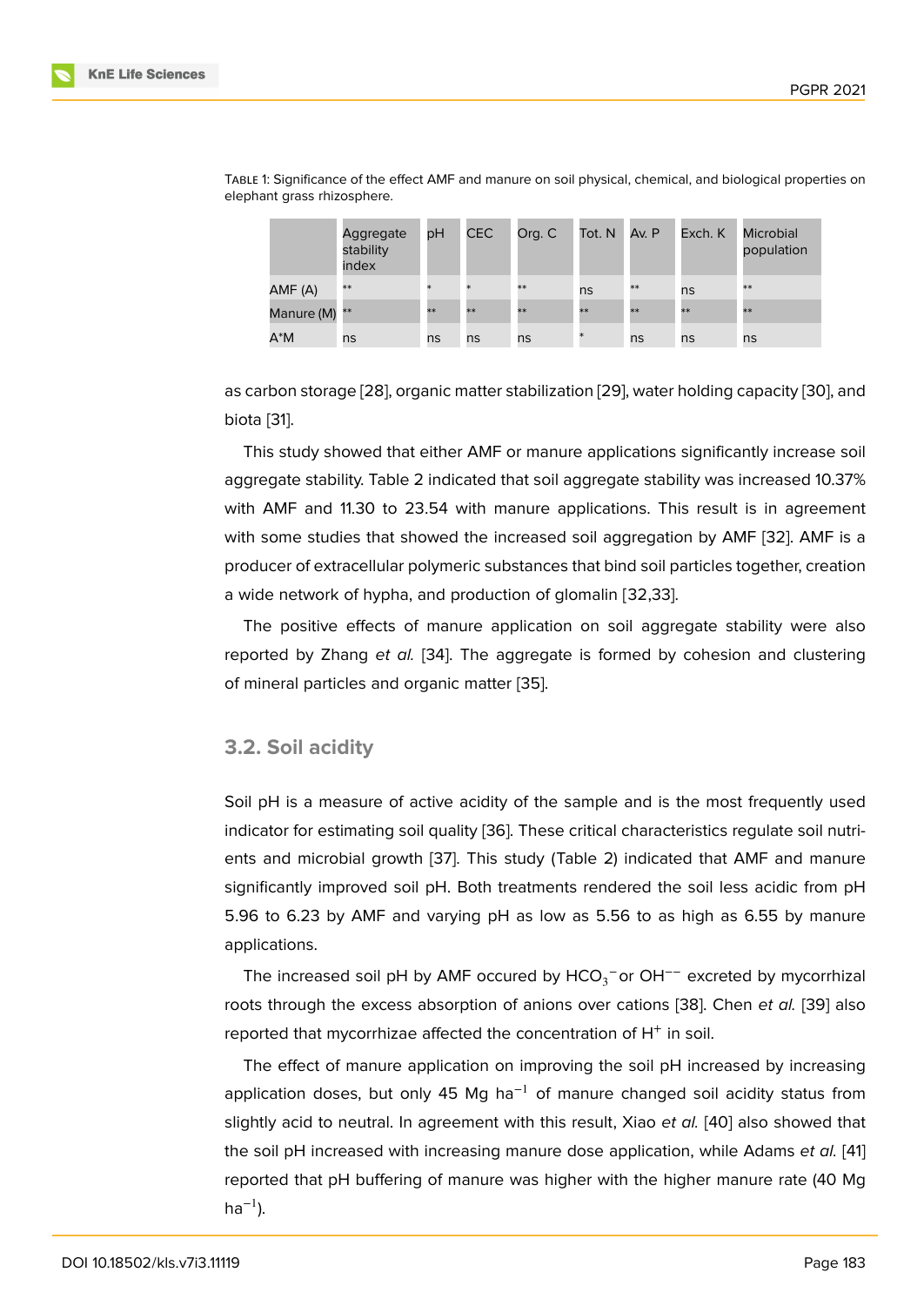Table 1: Significance of the effect AMF and manure on soil physical, chemical, and biological properties on elephant grass rhizosphere.

| | Aggregate stability index | pH | CEC | Org. C | Tot. N | Av. P | Exch. K | Microbial population |
|---|---|---|---|---|---|---|---|---|
| AMF (A) | ** | * | * | ** | ns | ** | ns | ** |
| Manure (M) | ** | ** | ** | ** | ** | ** | ** | ** |
| A*M | ns | ns | ns | ns | * | ns | ns | ns |

as carbon storage [28], organic matter stabilization [29], water holding capacity [30], and biota [31].

This study showed that either AMF or manure applications significantly increase soil aggregate stability. Table 2 indicated that soil aggregate stability was increased 10.37% with AMF and 11.30 to 23.54 with manure applications. This result is in agreement with some studies that showed the increased soil aggregation by AMF [32]. AMF is a producer of extracellular polymeric substances that bind soil particles together, creation a wide network of hypha, and production of glomalin [32,33].

The positive effects of manure application on soil aggregate stability were also reported by Zhang *et al.* [34]. The aggregate is formed by cohesion and clustering of mineral particles and organic matter [35].

### 3.2. Soil acidity

Soil pH is a measure of active acidity of the sample and is the most frequently used indicator for estimating soil quality [36]. These critical characteristics regulate soil nutrients and microbial growth [37]. This study (Table 2) indicated that AMF and manure significantly improved soil pH. Both treatments rendered the soil less acidic from pH 5.96 to 6.23 by AMF and varying pH as low as 5.56 to as high as 6.55 by manure applications.

The increased soil pH by AMF occured by $HCO_3^-$ or $OH^{--}$ excreted by mycorrhizal roots through the excess absorption of anions over cations [38]. Chen *et al.* [39] also reported that mycorrhizae affected the concentration of $H^+$ in soil.

The effect of manure application on improving the soil pH increased by increasing application doses, but only 45 Mg $ha^{-1}$ of manure changed soil acidity status from slightly acid to neutral. In agreement with this result, Xiao *et al.* [40] also showed that the soil pH increased with increasing manure dose application, while Adams *et al.* [41] reported that pH buffering of manure was higher with the higher manure rate (40 Mg $ha^{-1}$).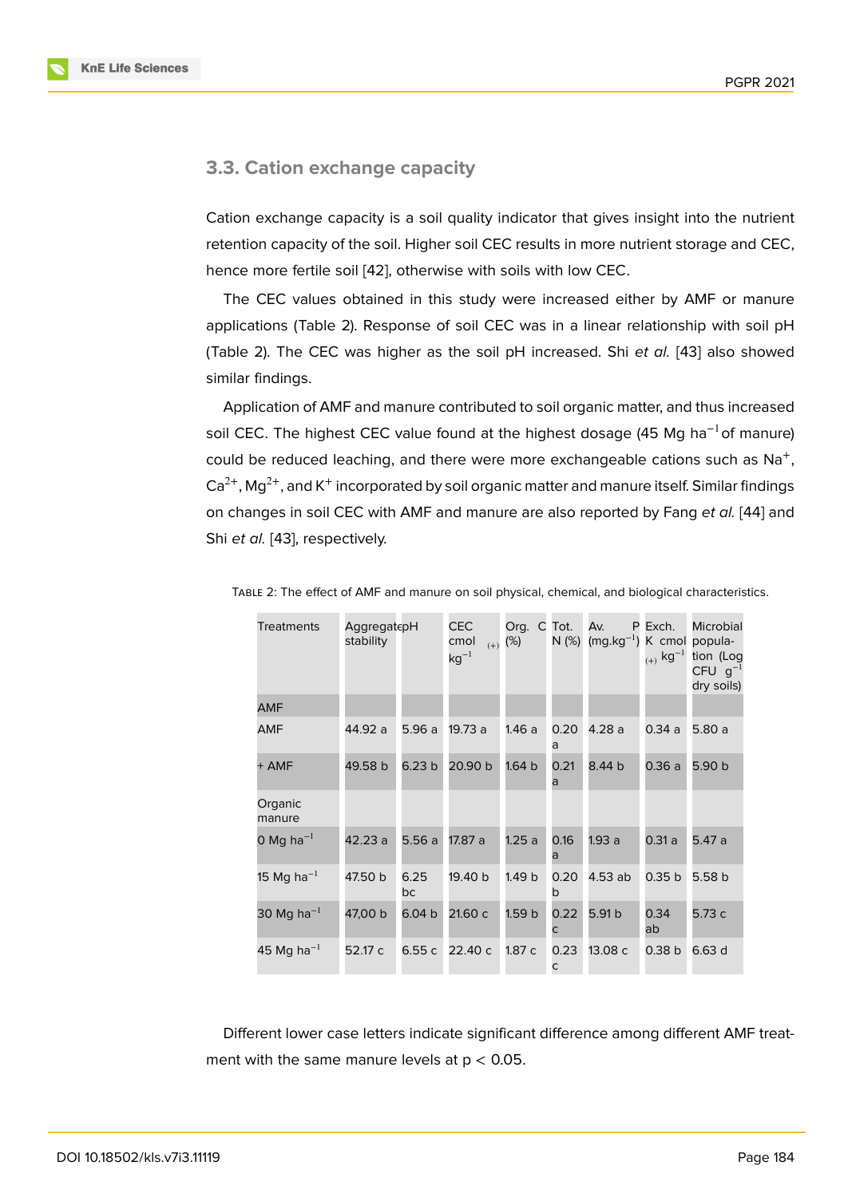### 3.3. Cation exchange capacity

Cation exchange capacity is a soil quality indicator that gives insight into the nutrient retention capacity of the soil. Higher soil CEC results in more nutrient storage and CEC, hence more fertile soil [42], otherwise with soils with low CEC.

The CEC values obtained in this study were increased either by AMF or manure applications (Table 2). Response of soil CEC was in a linear relationship with soil pH (Table 2). The CEC was higher as the soil pH increased. Shi *et al.* [43] also showed similar findings.

Application of AMF and manure contributed to soil organic matter, and thus increased soil CEC. The highest CEC value found at the highest dosage (45 Mg $ha^{-1}$ of manure) could be reduced leaching, and there were more exchangeable cations such as $Na^{+}$, $Ca^{2+}$, $Mg^{2+}$, and $K^{+}$ incorporated by soil organic matter and manure itself. Similar findings on changes in soil CEC with AMF and manure are also reported by Fang *et al.* [44] and Shi *et al.* [43], respectively.

Table 2: The effect of AMF and manure on soil physical, chemical, and biological characteristics.

| Treatments | Aggregate stability | pH | CEC cmol $_{(+)}$ $kg^{-1}$ | Org. C (%) | Tot. N (%) | Av. P ($mg.kg^{-1}$) | Exch. K cmol $_{(+)}$ $kg^{-1}$ | Microbial population (Log CFU $g^{-1}$ dry soils) |
|---|---|---|---|---|---|---|---|---|
| AMF | | | | | | | | |
| AMF | 44.92 a | 5.96 a | 19.73 a | 1.46 a | 0.20 a | 4.28 a | 0.34 a | 5.80 a |
| + AMF | 49.58 b | 6.23 b | 20.90 b | 1.64 b | 0.21 a | 8.44 b | 0.36 a | 5.90 b |
| Organic manure | | | | | | | | |
| 0 Mg $ha^{-1}$ | 42.23 a | 5.56 a | 17.87 a | 1.25 a | 0.16 a | 1.93 a | 0.31 a | 5.47 a |
| 15 Mg $ha^{-1}$ | 47.50 b | 6.25 bc | 19.40 b | 1.49 b | 0.20 b | 4.53 ab | 0.35 b | 5.58 b |
| 30 Mg $ha^{-1}$ | 47,00 b | 6.04 b | 21.60 c | 1.59 b | 0.22 c | 5.91 b | 0.34 ab | 5.73 c |
| 45 Mg $ha^{-1}$ | 52.17 c | 6.55 c | 22.40 c | 1.87 c | 0.23 c | 13.08 c | 0.38 b | 6.63 d |

Different lower case letters indicate significant difference among different AMF treatment with the same manure levels at $p < 0.05$.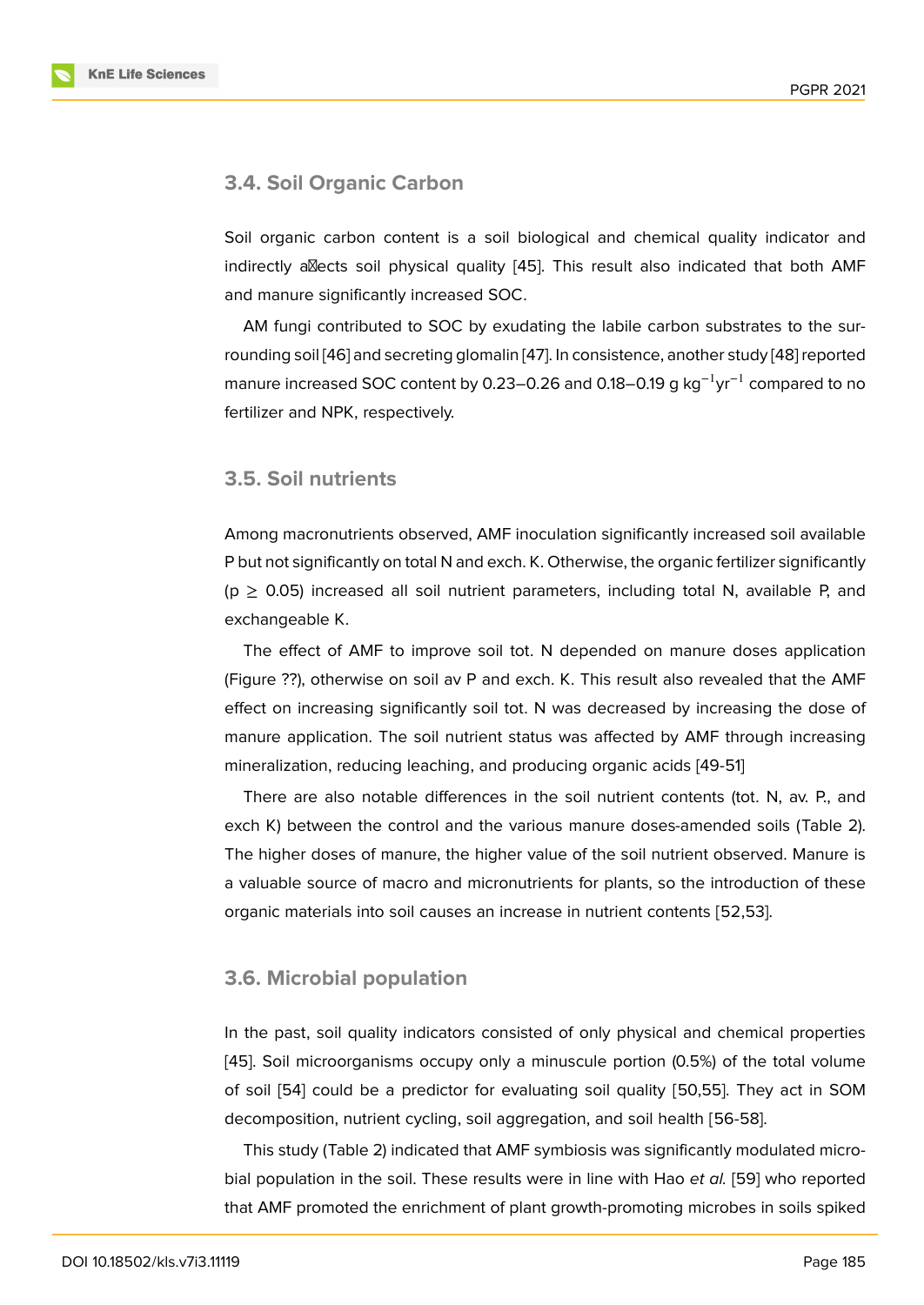### 3.4. Soil Organic Carbon

Soil organic carbon content is a soil biological and chemical quality indicator and indirectly affects soil physical quality [45]. This result also indicated that both AMF and manure significantly increased SOC.

AM fungi contributed to SOC by exudating the labile carbon substrates to the surrounding soil [46] and secreting glomalin [47]. In consistence, another study [48] reported manure increased SOC content by 0.23–0.26 and 0.18–0.19 g $kg^{-1}yr^{-1}$ compared to no fertilizer and NPK, respectively.

### 3.5. Soil nutrients

Among macronutrients observed, AMF inoculation significantly increased soil available P but not significantly on total N and exch. K. Otherwise, the organic fertilizer significantly ($p \geq 0.05$) increased all soil nutrient parameters, including total N, available P, and exchangeable K.

The effect of AMF to improve soil tot. N depended on manure doses application (Figure ??), otherwise on soil av P and exch. K. This result also revealed that the AMF effect on increasing significantly soil tot. N was decreased by increasing the dose of manure application. The soil nutrient status was affected by AMF through increasing mineralization, reducing leaching, and producing organic acids [49-51]

There are also notable differences in the soil nutrient contents (tot. N, av. P., and exch K) between the control and the various manure doses-amended soils (Table 2). The higher doses of manure, the higher value of the soil nutrient observed. Manure is a valuable source of macro and micronutrients for plants, so the introduction of these organic materials into soil causes an increase in nutrient contents [52,53].

### 3.6. Microbial population

In the past, soil quality indicators consisted of only physical and chemical properties [45]. Soil microorganisms occupy only a minuscule portion (0.5%) of the total volume of soil [54] could be a predictor for evaluating soil quality [50,55]. They act in SOM decomposition, nutrient cycling, soil aggregation, and soil health [56-58].

This study (Table 2) indicated that AMF symbiosis was significantly modulated microbial population in the soil. These results were in line with Hao *et al.* [59] who reported that AMF promoted the enrichment of plant growth-promoting microbes in soils spiked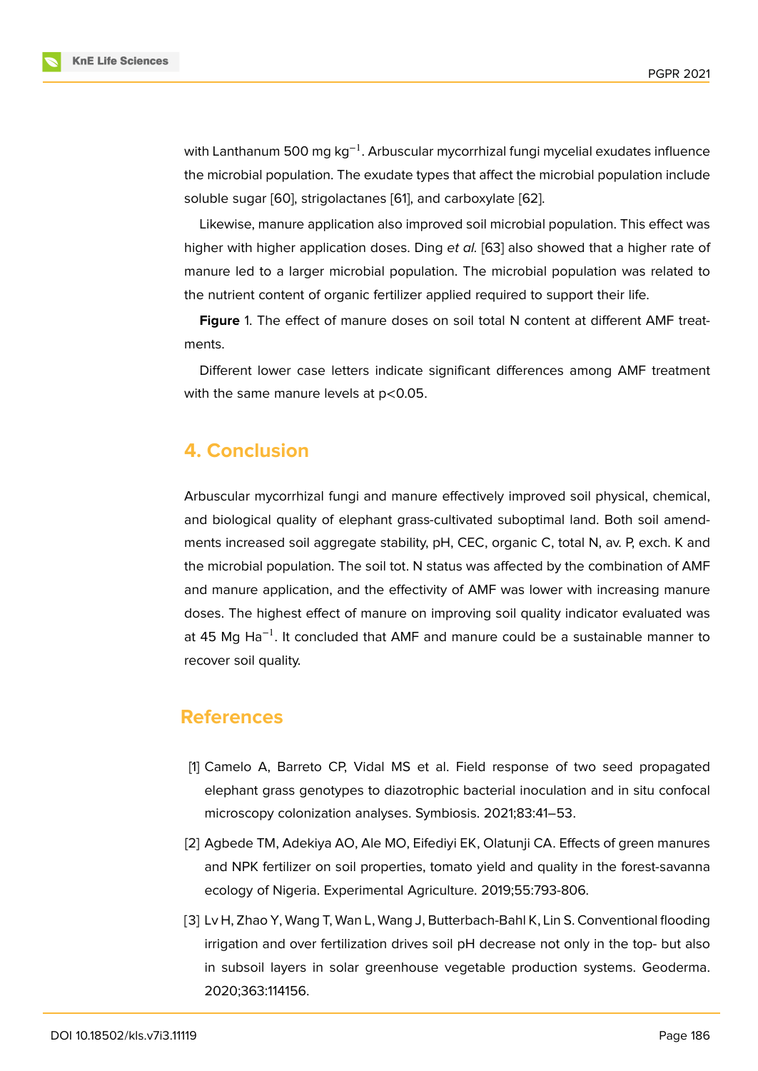with Lanthanum 500 mg $kg^{-1}$. Arbuscular mycorrhizal fungi mycelial exudates influence the microbial population. The exudate types that affect the microbial population include soluble sugar [60], strigolactanes [61], and carboxylate [62].

Likewise, manure application also improved soil microbial population. This effect was higher with higher application doses. Ding *et al.* [63] also showed that a higher rate of manure led to a larger microbial population. The microbial population was related to the nutrient content of organic fertilizer applied required to support their life.

**Figure** 1. The effect of manure doses on soil total N content at different AMF treatments.

Different lower case letters indicate significant differences among AMF treatment with the same manure levels at $p<0.05$.

## 4. Conclusion

Arbuscular mycorrhizal fungi and manure effectively improved soil physical, chemical, and biological quality of elephant grass-cultivated suboptimal land. Both soil amendments increased soil aggregate stability, pH, CEC, organic C, total N, av. P, exch. K and the microbial population. The soil tot. N status was affected by the combination of AMF and manure application, and the effectivity of AMF was lower with increasing manure doses. The highest effect of manure on improving soil quality indicator evaluated was at 45 Mg $Ha^{-1}$. It concluded that AMF and manure could be a sustainable manner to recover soil quality.

## References

[1] Camelo A, Barreto CP, Vidal MS et al. Field response of two seed propagated elephant grass genotypes to diazotrophic bacterial inoculation and in situ confocal microscopy colonization analyses. Symbiosis. 2021;83:41–53.

[2] Agbede TM, Adekiya AO, Ale MO, Eifediyi EK, Olatunji CA. Effects of green manures and NPK fertilizer on soil properties, tomato yield and quality in the forest-savanna ecology of Nigeria. Experimental Agriculture. 2019;55:793-806.

[3] Lv H, Zhao Y, Wang T, Wan L, Wang J, Butterbach-Bahl K, Lin S. Conventional flooding irrigation and over fertilization drives soil pH decrease not only in the top- but also in subsoil layers in solar greenhouse vegetable production systems. Geoderma. 2020;363:114156.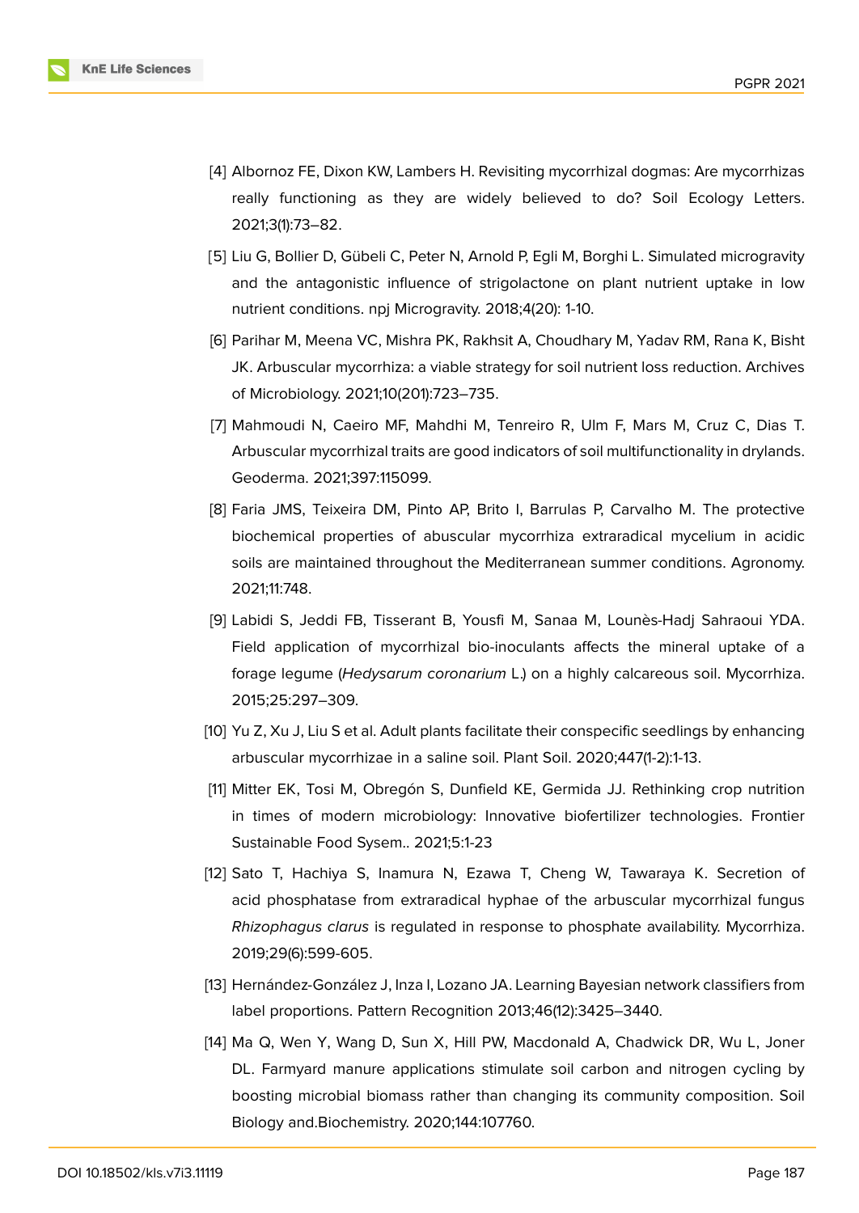[4] Albornoz FE, Dixon KW, Lambers H. Revisiting mycorrhizal dogmas: Are mycorrhizas really functioning as they are widely believed to do? Soil Ecology Letters. 2021;3(1):73–82.

[5] Liu G, Bollier D, Gübeli C, Peter N, Arnold P, Egli M, Borghi L. Simulated microgravity and the antagonistic influence of strigolactone on plant nutrient uptake in low nutrient conditions. npj Microgravity. 2018;4(20): 1-10.

[6] Parihar M, Meena VC, Mishra PK, Rakhsit A, Choudhary M, Yadav RM, Rana K, Bisht JK. Arbuscular mycorrhiza: a viable strategy for soil nutrient loss reduction. Archives of Microbiology. 2021;10(201):723–735.

[7] Mahmoudi N, Caeiro MF, Mahdhi M, Tenreiro R, Ulm F, Mars M, Cruz C, Dias T. Arbuscular mycorrhizal traits are good indicators of soil multifunctionality in drylands. Geoderma. 2021;397:115099.

[8] Faria JMS, Teixeira DM, Pinto AP, Brito I, Barrulas P, Carvalho M. The protective biochemical properties of abuscular mycorrhiza extraradical mycelium in acidic soils are maintained throughout the Mediterranean summer conditions. Agronomy. 2021;11:748.

[9] Labidi S, Jeddi FB, Tisserant B, Yousfi M, Sanaa M, Lounès-Hadj Sahraoui YDA. Field application of mycorrhizal bio-inoculants affects the mineral uptake of a forage legume (*Hedysarum coronarium* L.) on a highly calcareous soil. Mycorrhiza. 2015;25:297–309.

[10] Yu Z, Xu J, Liu S et al. Adult plants facilitate their conspecific seedlings by enhancing arbuscular mycorrhizae in a saline soil. Plant Soil. 2020;447(1-2):1-13.

[11] Mitter EK, Tosi M, Obregón S, Dunfield KE, Germida JJ. Rethinking crop nutrition in times of modern microbiology: Innovative biofertilizer technologies. Frontier Sustainable Food Sysem.. 2021;5:1-23

[12] Sato T, Hachiya S, Inamura N, Ezawa T, Cheng W, Tawaraya K. Secretion of acid phosphatase from extraradical hyphae of the arbuscular mycorrhizal fungus *Rhizophagus clarus* is regulated in response to phosphate availability. Mycorrhiza. 2019;29(6):599-605.

[13] Hernández-González J, Inza I, Lozano JA. Learning Bayesian network classifiers from label proportions. Pattern Recognition 2013;46(12):3425–3440.

[14] Ma Q, Wen Y, Wang D, Sun X, Hill PW, Macdonald A, Chadwick DR, Wu L, Joner DL. Farmyard manure applications stimulate soil carbon and nitrogen cycling by boosting microbial biomass rather than changing its community composition. Soil Biology and.Biochemistry. 2020;144:107760.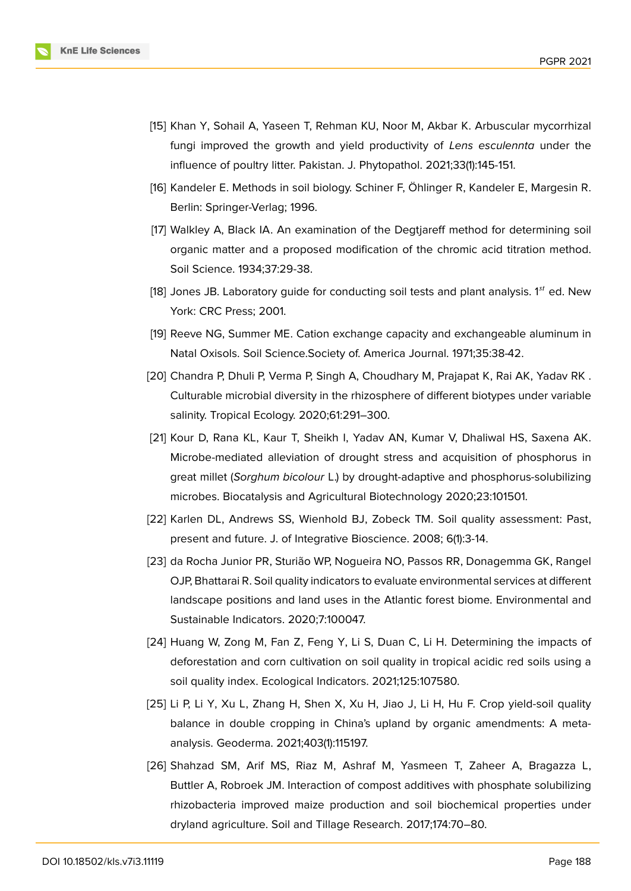[15] Khan Y, Sohail A, Yaseen T, Rehman KU, Noor M, Akbar K. Arbuscular mycorrhizal fungi improved the growth and yield productivity of *Lens esculennta* under the influence of poultry litter. Pakistan. J. Phytopathol. 2021;33(1):145-151.

[16] Kandeler E. Methods in soil biology. Schiner F, Öhlinger R, Kandeler E, Margesin R. Berlin: Springer-Verlag; 1996.

[17] Walkley A, Black IA. An examination of the Degtjareff method for determining soil organic matter and a proposed modification of the chromic acid titration method. Soil Science. 1934;37:29-38.

[18] Jones JB. Laboratory guide for conducting soil tests and plant analysis. 1$^{st}$ ed. New York: CRC Press; 2001.

[19] Reeve NG, Summer ME. Cation exchange capacity and exchangeable aluminum in Natal Oxisols. Soil Science.Society of. America Journal. 1971;35:38-42.

[20] Chandra P, Dhuli P, Verma P, Singh A, Choudhary M, Prajapat K, Rai AK, Yadav RK . Culturable microbial diversity in the rhizosphere of different biotypes under variable salinity. Tropical Ecology. 2020;61:291–300.

[21] Kour D, Rana KL, Kaur T, Sheikh I, Yadav AN, Kumar V, Dhaliwal HS, Saxena AK. Microbe-mediated alleviation of drought stress and acquisition of phosphorus in great millet (*Sorghum bicolour* L.) by drought-adaptive and phosphorus-solubilizing microbes. Biocatalysis and Agricultural Biotechnology 2020;23:101501.

[22] Karlen DL, Andrews SS, Wienhold BJ, Zobeck TM. Soil quality assessment: Past, present and future. J. of Integrative Bioscience. 2008; 6(1):3-14.

[23] da Rocha Junior PR, Sturião WP, Nogueira NO, Passos RR, Donagemma GK, Rangel OJP, Bhattarai R. Soil quality indicators to evaluate environmental services at different landscape positions and land uses in the Atlantic forest biome. Environmental and Sustainable Indicators. 2020;7:100047.

[24] Huang W, Zong M, Fan Z, Feng Y, Li S, Duan C, Li H. Determining the impacts of deforestation and corn cultivation on soil quality in tropical acidic red soils using a soil quality index. Ecological Indicators. 2021;125:107580.

[25] Li P, Li Y, Xu L, Zhang H, Shen X, Xu H, Jiao J, Li H, Hu F. Crop yield-soil quality balance in double cropping in China's upland by organic amendments: A meta-analysis. Geoderma. 2021;403(1):115197.

[26] Shahzad SM, Arif MS, Riaz M, Ashraf M, Yasmeen T, Zaheer A, Bragazza L, Buttler A, Robroek JM. Interaction of compost additives with phosphate solubilizing rhizobacteria improved maize production and soil biochemical properties under dryland agriculture. Soil and Tillage Research. 2017;174:70–80.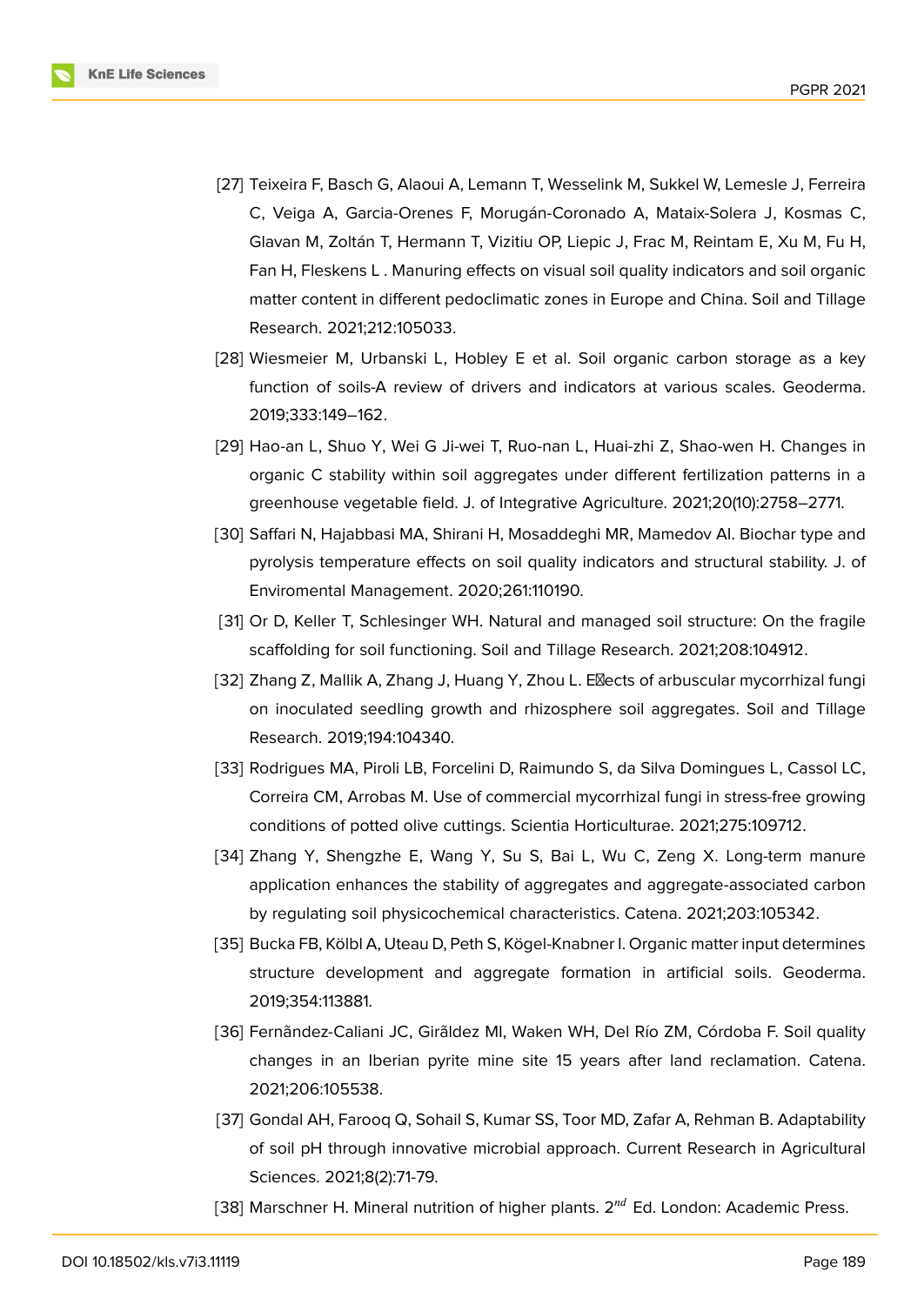[27] Teixeira F, Basch G, Alaoui A, Lemann T, Wesselink M, Sukkel W, Lemesle J, Ferreira C, Veiga A, Garcia-Orenes F, Morugán-Coronado A, Mataix-Solera J, Kosmas C, Glavan M, Zoltán T, Hermann T, Vizitiu OP, Liepic J, Frac M, Reintam E, Xu M, Fu H, Fan H, Fleskens L . Manuring effects on visual soil quality indicators and soil organic matter content in different pedoclimatic zones in Europe and China. Soil and Tillage Research. 2021;212:105033.

[28] Wiesmeier M, Urbanski L, Hobley E et al. Soil organic carbon storage as a key function of soils-A review of drivers and indicators at various scales. Geoderma. 2019;333:149–162.

[29] Hao-an L, Shuo Y, Wei G Ji-wei T, Ruo-nan L, Huai-zhi Z, Shao-wen H. Changes in organic C stability within soil aggregates under different fertilization patterns in a greenhouse vegetable field. J. of Integrative Agriculture. 2021;20(10):2758–2771.

[30] Saffari N, Hajabbasi MA, Shirani H, Mosaddeghi MR, Mamedov AI. Biochar type and pyrolysis temperature effects on soil quality indicators and structural stability. J. of Enviromental Management. 2020;261:110190.

[31] Or D, Keller T, Schlesinger WH. Natural and managed soil structure: On the fragile scaffolding for soil functioning. Soil and Tillage Research. 2021;208:104912.

[32] Zhang Z, Mallik A, Zhang J, Huang Y, Zhou L. Effects of arbuscular mycorrhizal fungi on inoculated seedling growth and rhizosphere soil aggregates. Soil and Tillage Research. 2019;194:104340.

[33] Rodrigues MA, Piroli LB, Forcelini D, Raimundo S, da Silva Domingues L, Cassol LC, Correira CM, Arrobas M. Use of commercial mycorrhizal fungi in stress-free growing conditions of potted olive cuttings. Scientia Horticulturae. 2021;275:109712.

[34] Zhang Y, Shengzhe E, Wang Y, Su S, Bai L, Wu C, Zeng X. Long-term manure application enhances the stability of aggregates and aggregate-associated carbon by regulating soil physicochemical characteristics. Catena. 2021;203:105342.

[35] Bucka FB, Kölbl A, Uteau D, Peth S, Kögel-Knabner I. Organic matter input determines structure development and aggregate formation in artificial soils. Geoderma. 2019;354:113881.

[36] Fernãndez-Caliani JC, Girãldez MI, Waken WH, Del Río ZM, Córdoba F. Soil quality changes in an Iberian pyrite mine site 15 years after land reclamation. Catena. 2021;206:105538.

[37] Gondal AH, Farooq Q, Sohail S, Kumar SS, Toor MD, Zafar A, Rehman B. Adaptability of soil pH through innovative microbial approach. Current Research in Agricultural Sciences. 2021;8(2):71-79.

[38] Marschner H. Mineral nutrition of higher plants. 2$^{nd}$ Ed. London: Academic Press.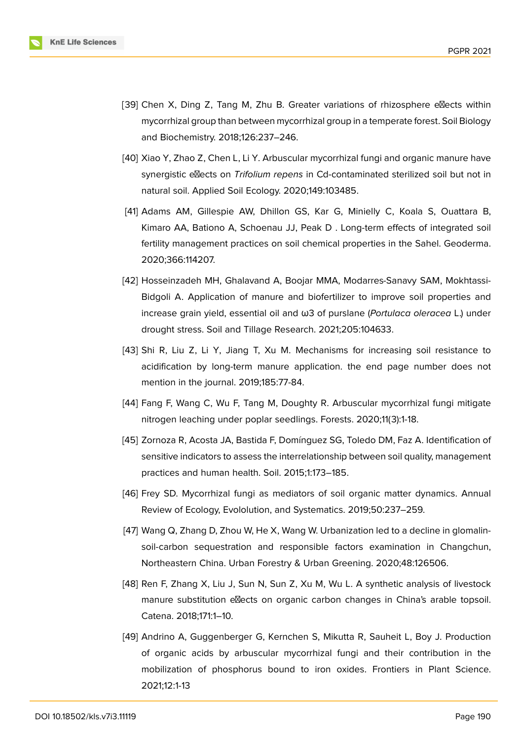[39] Chen X, Ding Z, Tang M, Zhu B. Greater variations of rhizosphere effects within mycorrhizal group than between mycorrhizal group in a temperate forest. Soil Biology and Biochemistry. 2018;126:237–246.

[40] Xiao Y, Zhao Z, Chen L, Li Y. Arbuscular mycorrhizal fungi and organic manure have synergistic effects on *Trifolium repens* in Cd-contaminated sterilized soil but not in natural soil. Applied Soil Ecology. 2020;149:103485.

[41] Adams AM, Gillespie AW, Dhillon GS, Kar G, Minielly C, Koala S, Ouattara B, Kimaro AA, Bationo A, Schoenau JJ, Peak D . Long-term effects of integrated soil fertility management practices on soil chemical properties in the Sahel. Geoderma. 2020;366:114207.

[42] Hosseinzadeh MH, Ghalavand A, Boojar MMA, Modarres-Sanavy SAM, Mokhtassi-Bidgoli A. Application of manure and biofertilizer to improve soil properties and increase grain yield, essential oil and ω3 of purslane (*Portulaca oleracea* L.) under drought stress. Soil and Tillage Research. 2021;205:104633.

[43] Shi R, Liu Z, Li Y, Jiang T, Xu M. Mechanisms for increasing soil resistance to acidification by long-term manure application. the end page number does not mention in the journal. 2019;185:77-84.

[44] Fang F, Wang C, Wu F, Tang M, Doughty R. Arbuscular mycorrhizal fungi mitigate nitrogen leaching under poplar seedlings. Forests. 2020;11(3):1-18.

[45] Zornoza R, Acosta JA, Bastida F, Domínguez SG, Toledo DM, Faz A. Identification of sensitive indicators to assess the interrelationship between soil quality, management practices and human health. Soil. 2015;1:173–185.

[46] Frey SD. Mycorrhizal fungi as mediators of soil organic matter dynamics. Annual Review of Ecology, Evololution, and Systematics. 2019;50:237–259.

[47] Wang Q, Zhang D, Zhou W, He X, Wang W. Urbanization led to a decline in glomalin-soil-carbon sequestration and responsible factors examination in Changchun, Northeastern China. Urban Forestry & Urban Greening. 2020;48:126506.

[48] Ren F, Zhang X, Liu J, Sun N, Sun Z, Xu M, Wu L. A synthetic analysis of livestock manure substitution effects on organic carbon changes in China's arable topsoil. Catena. 2018;171:1–10.

[49] Andrino A, Guggenberger G, Kernchen S, Mikutta R, Sauheit L, Boy J. Production of organic acids by arbuscular mycorrhizal fungi and their contribution in the mobilization of phosphorus bound to iron oxides. Frontiers in Plant Science. 2021;12:1-13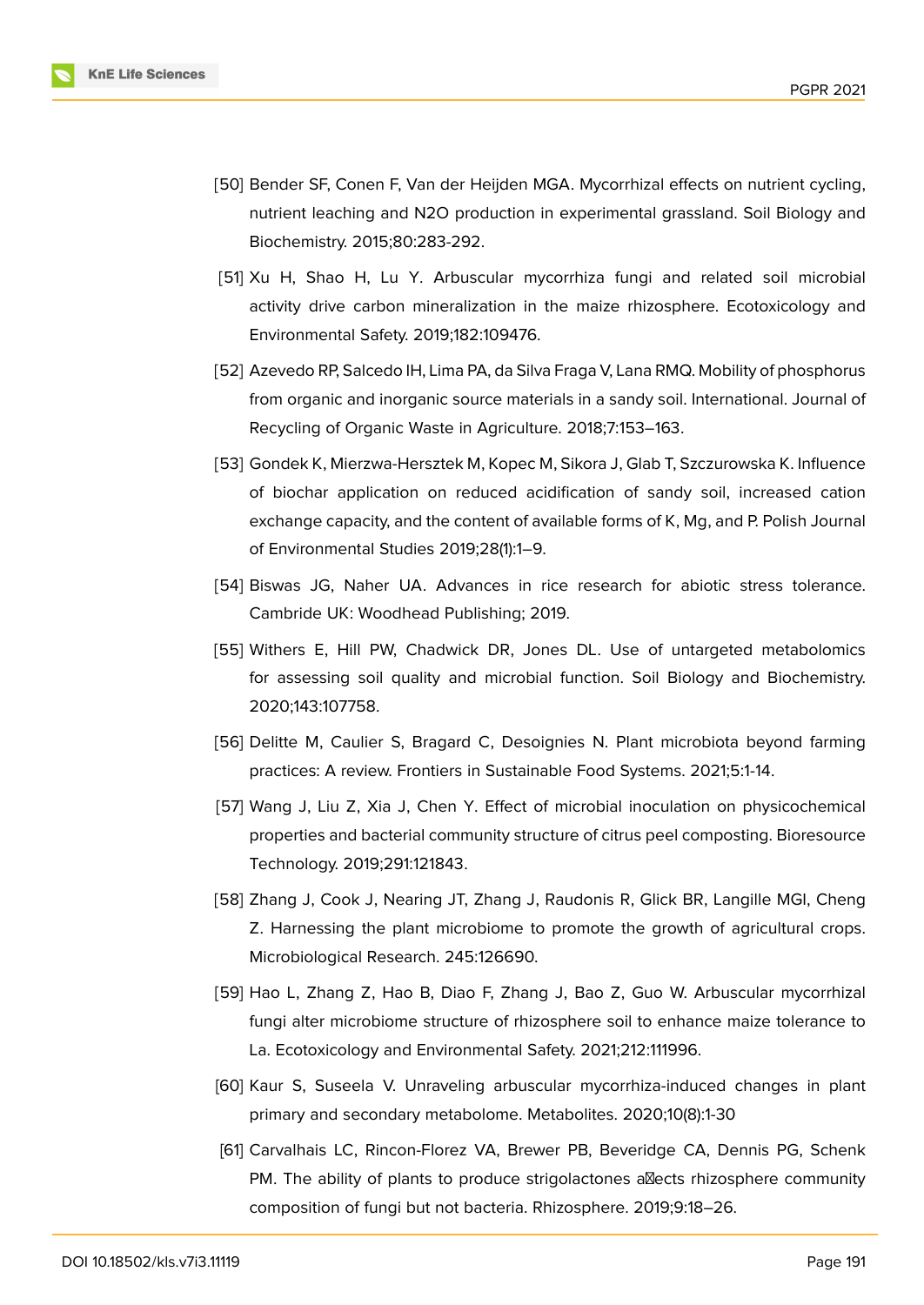[50] Bender SF, Conen F, Van der Heijden MGA. Mycorrhizal effects on nutrient cycling, nutrient leaching and N2O production in experimental grassland. Soil Biology and Biochemistry. 2015;80:283-292.

[51] Xu H, Shao H, Lu Y. Arbuscular mycorrhiza fungi and related soil microbial activity drive carbon mineralization in the maize rhizosphere. Ecotoxicology and Environmental Safety. 2019;182:109476.

[52] Azevedo RP, Salcedo IH, Lima PA, da Silva Fraga V, Lana RMQ. Mobility of phosphorus from organic and inorganic source materials in a sandy soil. International. Journal of Recycling of Organic Waste in Agriculture. 2018;7:153–163.

[53] Gondek K, Mierzwa-Hersztek M, Kopec M, Sikora J, Glab T, Szczurowska K. Influence of biochar application on reduced acidification of sandy soil, increased cation exchange capacity, and the content of available forms of K, Mg, and P. Polish Journal of Environmental Studies 2019;28(1):1–9.

[54] Biswas JG, Naher UA. Advances in rice research for abiotic stress tolerance. Cambride UK: Woodhead Publishing; 2019.

[55] Withers E, Hill PW, Chadwick DR, Jones DL. Use of untargeted metabolomics for assessing soil quality and microbial function. Soil Biology and Biochemistry. 2020;143:107758.

[56] Delitte M, Caulier S, Bragard C, Desoignies N. Plant microbiota beyond farming practices: A review. Frontiers in Sustainable Food Systems. 2021;5:1-14.

[57] Wang J, Liu Z, Xia J, Chen Y. Effect of microbial inoculation on physicochemical properties and bacterial community structure of citrus peel composting. Bioresource Technology. 2019;291:121843.

[58] Zhang J, Cook J, Nearing JT, Zhang J, Raudonis R, Glick BR, Langille MGI, Cheng Z. Harnessing the plant microbiome to promote the growth of agricultural crops. Microbiological Research. 245:126690.

[59] Hao L, Zhang Z, Hao B, Diao F, Zhang J, Bao Z, Guo W. Arbuscular mycorrhizal fungi alter microbiome structure of rhizosphere soil to enhance maize tolerance to La. Ecotoxicology and Environmental Safety. 2021;212:111996.

[60] Kaur S, Suseela V. Unraveling arbuscular mycorrhiza-induced changes in plant primary and secondary metabolome. Metabolites. 2020;10(8):1-30

[61] Carvalhais LC, Rincon-Florez VA, Brewer PB, Beveridge CA, Dennis PG, Schenk PM. The ability of plants to produce strigolactones affects rhizosphere community composition of fungi but not bacteria. Rhizosphere. 2019;9:18–26.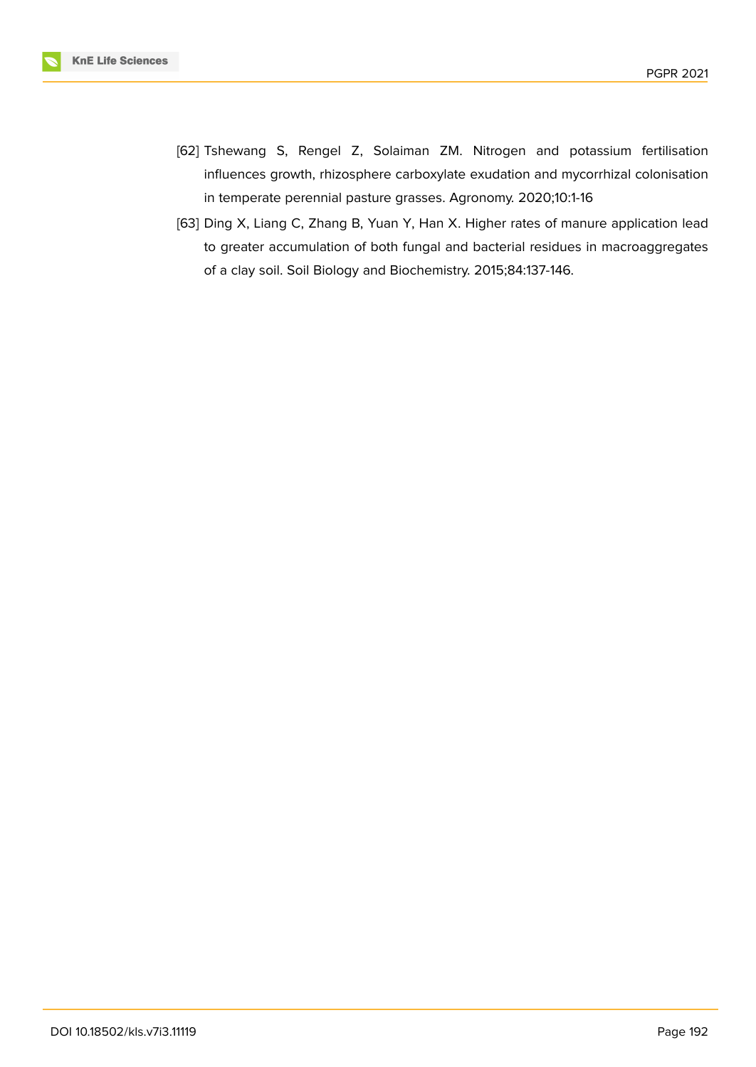[62] Tshewang S, Rengel Z, Solaiman ZM. Nitrogen and potassium fertilisation influences growth, rhizosphere carboxylate exudation and mycorrhizal colonisation in temperate perennial pasture grasses. Agronomy. 2020;10:1-16

[63] Ding X, Liang C, Zhang B, Yuan Y, Han X. Higher rates of manure application lead to greater accumulation of both fungal and bacterial residues in macroaggregates of a clay soil. Soil Biology and Biochemistry. 2015;84:137-146.